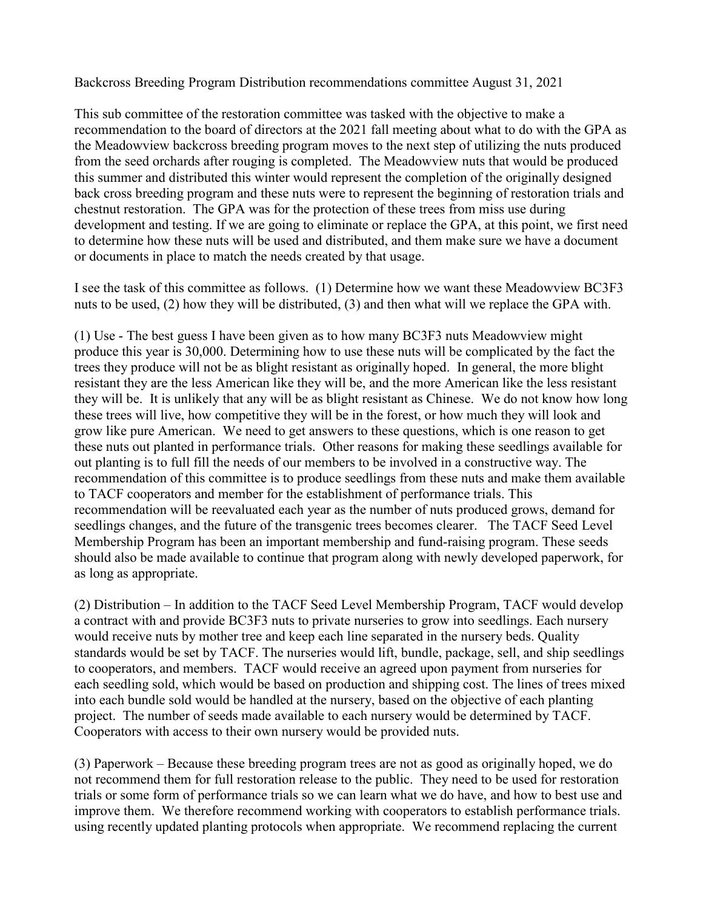Backcross Breeding Program Distribution recommendations committee August 31, 2021

This sub committee of the restoration committee was tasked with the objective to make a recommendation to the board of directors at the 2021 fall meeting about what to do with the GPA as the Meadowview backcross breeding program moves to the next step of utilizing the nuts produced from the seed orchards after rouging is completed. The Meadowview nuts that would be produced this summer and distributed this winter would represent the completion of the originally designed back cross breeding program and these nuts were to represent the beginning of restoration trials and chestnut restoration. The GPA was for the protection of these trees from miss use during development and testing. If we are going to eliminate or replace the GPA, at this point, we first need to determine how these nuts will be used and distributed, and them make sure we have a document or documents in place to match the needs created by that usage.

I see the task of this committee as follows. (1) Determine how we want these Meadowview BC3F3 nuts to be used, (2) how they will be distributed, (3) and then what will we replace the GPA with.

(1) Use - The best guess I have been given as to how many BC3F3 nuts Meadowview might produce this year is 30,000. Determining how to use these nuts will be complicated by the fact the trees they produce will not be as blight resistant as originally hoped. In general, the more blight resistant they are the less American like they will be, and the more American like the less resistant they will be. It is unlikely that any will be as blight resistant as Chinese. We do not know how long these trees will live, how competitive they will be in the forest, or how much they will look and grow like pure American. We need to get answers to these questions, which is one reason to get these nuts out planted in performance trials. Other reasons for making these seedlings available for out planting is to full fill the needs of our members to be involved in a constructive way. The recommendation of this committee is to produce seedlings from these nuts and make them available to TACF cooperators and member for the establishment of performance trials. This recommendation will be reevaluated each year as the number of nuts produced grows, demand for seedlings changes, and the future of the transgenic trees becomes clearer. The TACF Seed Level Membership Program has been an important membership and fund-raising program. These seeds should also be made available to continue that program along with newly developed paperwork, for as long as appropriate.

(2) Distribution – In addition to the TACF Seed Level Membership Program, TACF would develop a contract with and provide BC3F3 nuts to private nurseries to grow into seedlings. Each nursery would receive nuts by mother tree and keep each line separated in the nursery beds. Quality standards would be set by TACF. The nurseries would lift, bundle, package, sell, and ship seedlings to cooperators, and members. TACF would receive an agreed upon payment from nurseries for each seedling sold, which would be based on production and shipping cost. The lines of trees mixed into each bundle sold would be handled at the nursery, based on the objective of each planting project. The number of seeds made available to each nursery would be determined by TACF. Cooperators with access to their own nursery would be provided nuts.

(3) Paperwork – Because these breeding program trees are not as good as originally hoped, we do not recommend them for full restoration release to the public. They need to be used for restoration trials or some form of performance trials so we can learn what we do have, and how to best use and improve them. We therefore recommend working with cooperators to establish performance trials. using recently updated planting protocols when appropriate. We recommend replacing the current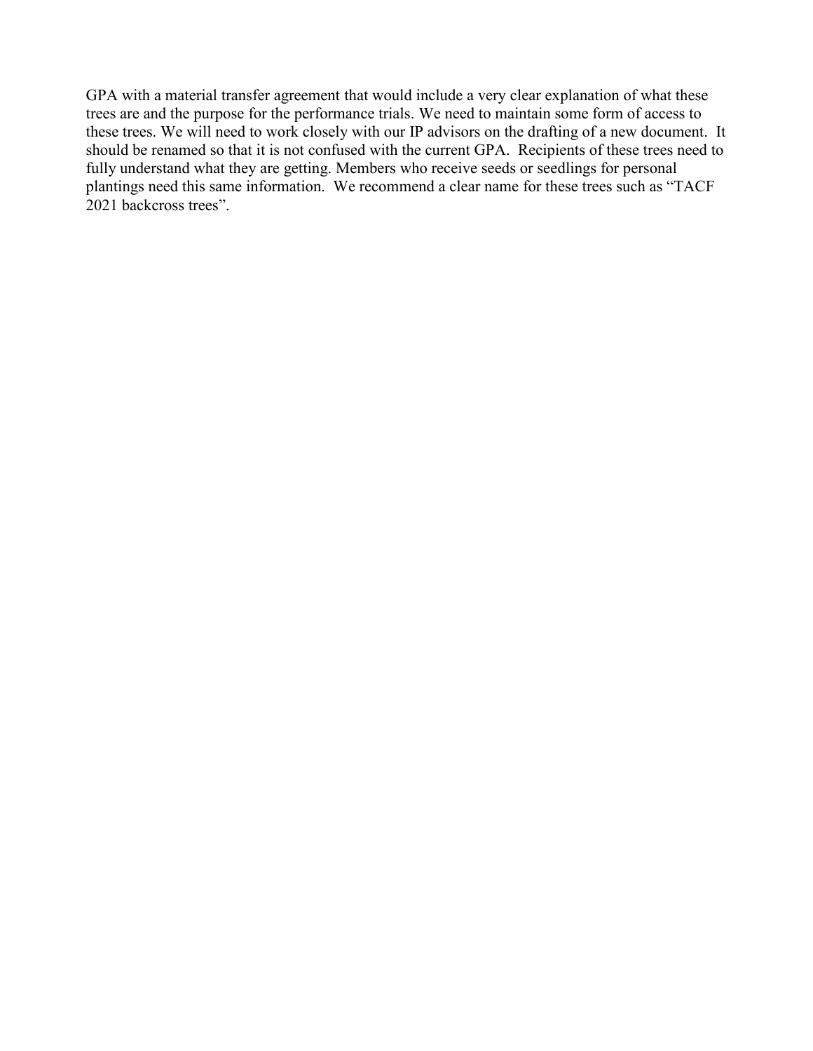GPA with a material transfer agreement that would include a very clear explanation of what these trees are and the purpose for the performance trials. We need to maintain some form of access to these trees. We will need to work closely with our IP advisors on the drafting of a new document. It should be renamed so that it is not confused with the current GPA. Recipients of these trees need to fully understand what they are getting. Members who receive seeds or seedlings for personal plantings need this same information. We recommend a clear name for these trees such as "TACF 2021 backcross trees".